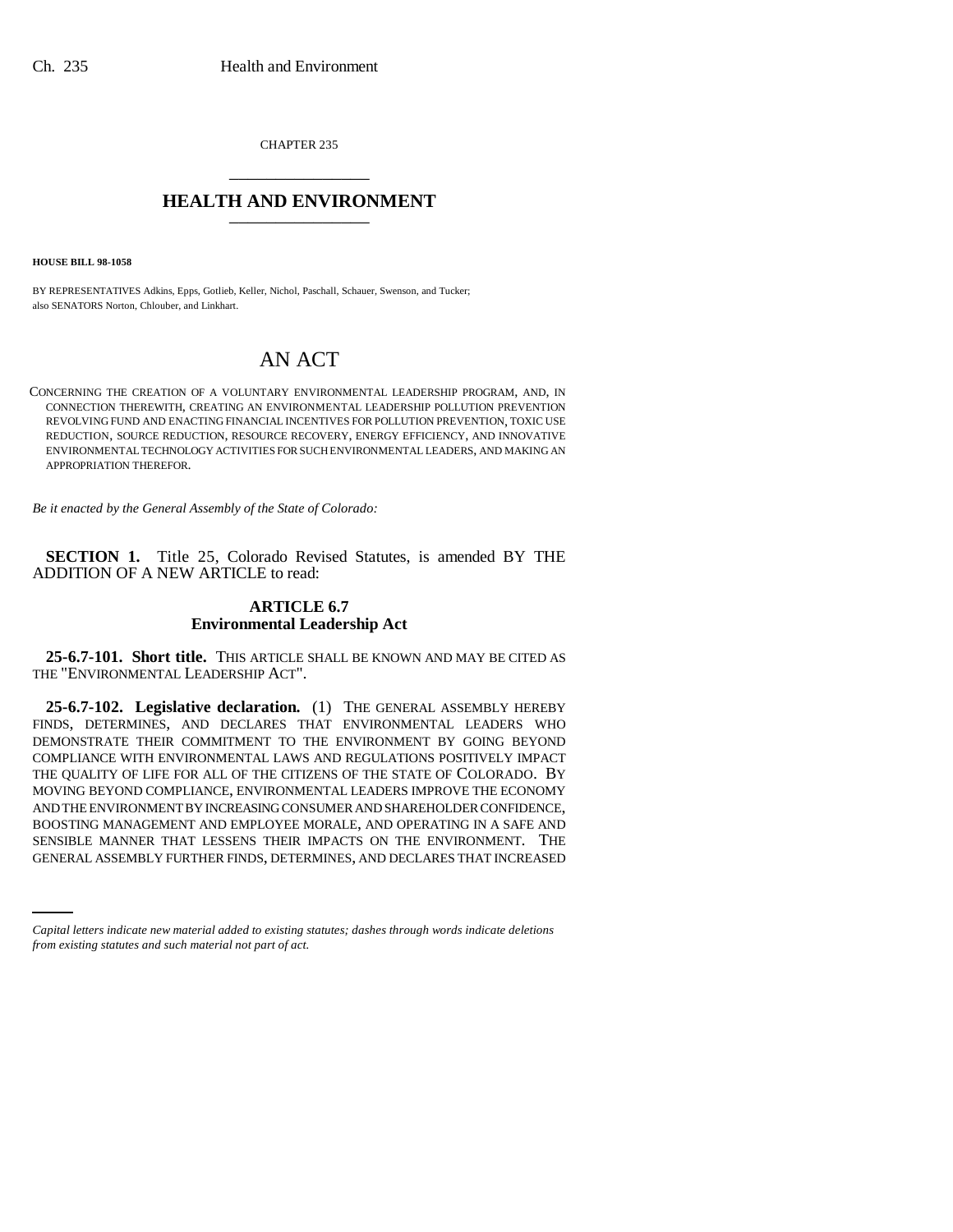CHAPTER 235

# HEALTH AND ENVIRONMENT

**HOUSE BILL 98-1058**

BY REPRESENTATIVES Adkins, Epps, Gotlieb, Keller, Nichol, Paschall, Schauer, Swenson, and Tucker; also SENATORS Norton, Chlouber, and Linkhart.

# AN ACT

CONCERNING THE CREATION OF A VOLUNTARY ENVIRONMENTAL LEADERSHIP PROGRAM, AND, IN CONNECTION THEREWITH, CREATING AN ENVIRONMENTAL LEADERSHIP POLLUTION PREVENTION REVOLVING FUND AND ENACTING FINANCIAL INCENTIVES FOR POLLUTION PREVENTION, TOXIC USE REDUCTION, SOURCE REDUCTION, RESOURCE RECOVERY, ENERGY EFFICIENCY, AND INNOVATIVE ENVIRONMENTAL TECHNOLOGY ACTIVITIES FOR SUCH ENVIRONMENTAL LEADERS, AND MAKING AN APPROPRIATION THEREFOR.

*Be it enacted by the General Assembly of the State of Colorado:*

**SECTION 1.** Title 25, Colorado Revised Statutes, is amended BY THE ADDITION OF A NEW ARTICLE to read:

## ARTICLE 6.7
## Environmental Leadership Act

**25-6.7-101. Short title.** THIS ARTICLE SHALL BE KNOWN AND MAY BE CITED AS THE "ENVIRONMENTAL LEADERSHIP ACT".

**25-6.7-102. Legislative declaration.** (1) THE GENERAL ASSEMBLY HEREBY FINDS, DETERMINES, AND DECLARES THAT ENVIRONMENTAL LEADERS WHO DEMONSTRATE THEIR COMMITMENT TO THE ENVIRONMENT BY GOING BEYOND COMPLIANCE WITH ENVIRONMENTAL LAWS AND REGULATIONS POSITIVELY IMPACT THE QUALITY OF LIFE FOR ALL OF THE CITIZENS OF THE STATE OF COLORADO. BY MOVING BEYOND COMPLIANCE, ENVIRONMENTAL LEADERS IMPROVE THE ECONOMY AND THE ENVIRONMENT BY INCREASING CONSUMER AND SHAREHOLDER CONFIDENCE, BOOSTING MANAGEMENT AND EMPLOYEE MORALE, AND OPERATING IN A SAFE AND SENSIBLE MANNER THAT LESSENS THEIR IMPACTS ON THE ENVIRONMENT. THE GENERAL ASSEMBLY FURTHER FINDS, DETERMINES, AND DECLARES THAT INCREASED

*Capital letters indicate new material added to existing statutes; dashes through words indicate deletions from existing statutes and such material not part of act.*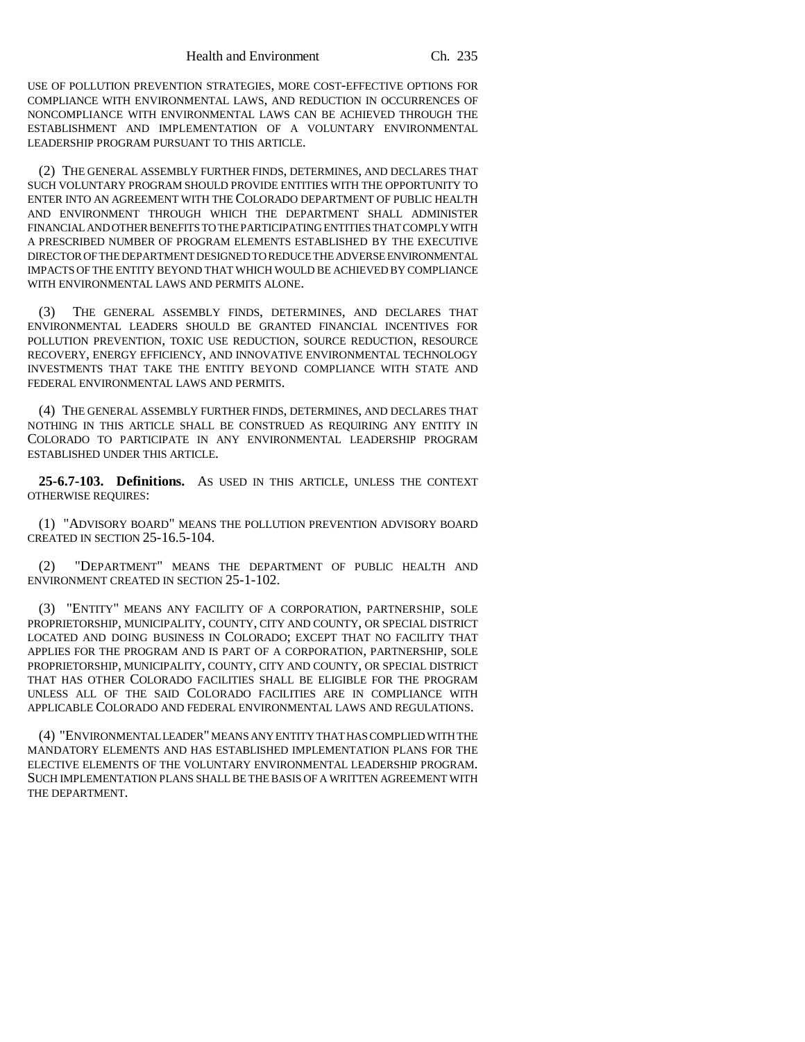USE OF POLLUTION PREVENTION STRATEGIES, MORE COST-EFFECTIVE OPTIONS FOR COMPLIANCE WITH ENVIRONMENTAL LAWS, AND REDUCTION IN OCCURRENCES OF NONCOMPLIANCE WITH ENVIRONMENTAL LAWS CAN BE ACHIEVED THROUGH THE ESTABLISHMENT AND IMPLEMENTATION OF A VOLUNTARY ENVIRONMENTAL LEADERSHIP PROGRAM PURSUANT TO THIS ARTICLE.

(2) THE GENERAL ASSEMBLY FURTHER FINDS, DETERMINES, AND DECLARES THAT SUCH VOLUNTARY PROGRAM SHOULD PROVIDE ENTITIES WITH THE OPPORTUNITY TO ENTER INTO AN AGREEMENT WITH THE COLORADO DEPARTMENT OF PUBLIC HEALTH AND ENVIRONMENT THROUGH WHICH THE DEPARTMENT SHALL ADMINISTER FINANCIAL AND OTHER BENEFITS TO THE PARTICIPATING ENTITIES THAT COMPLY WITH A PRESCRIBED NUMBER OF PROGRAM ELEMENTS ESTABLISHED BY THE EXECUTIVE DIRECTOR OF THE DEPARTMENT DESIGNED TO REDUCE THE ADVERSE ENVIRONMENTAL IMPACTS OF THE ENTITY BEYOND THAT WHICH WOULD BE ACHIEVED BY COMPLIANCE WITH ENVIRONMENTAL LAWS AND PERMITS ALONE.

(3) THE GENERAL ASSEMBLY FINDS, DETERMINES, AND DECLARES THAT ENVIRONMENTAL LEADERS SHOULD BE GRANTED FINANCIAL INCENTIVES FOR POLLUTION PREVENTION, TOXIC USE REDUCTION, SOURCE REDUCTION, RESOURCE RECOVERY, ENERGY EFFICIENCY, AND INNOVATIVE ENVIRONMENTAL TECHNOLOGY INVESTMENTS THAT TAKE THE ENTITY BEYOND COMPLIANCE WITH STATE AND FEDERAL ENVIRONMENTAL LAWS AND PERMITS.

(4) THE GENERAL ASSEMBLY FURTHER FINDS, DETERMINES, AND DECLARES THAT NOTHING IN THIS ARTICLE SHALL BE CONSTRUED AS REQUIRING ANY ENTITY IN COLORADO TO PARTICIPATE IN ANY ENVIRONMENTAL LEADERSHIP PROGRAM ESTABLISHED UNDER THIS ARTICLE.

**25-6.7-103. Definitions.** AS USED IN THIS ARTICLE, UNLESS THE CONTEXT OTHERWISE REQUIRES:

(1) "ADVISORY BOARD" MEANS THE POLLUTION PREVENTION ADVISORY BOARD CREATED IN SECTION 25-16.5-104.

(2) "DEPARTMENT" MEANS THE DEPARTMENT OF PUBLIC HEALTH AND ENVIRONMENT CREATED IN SECTION 25-1-102.

(3) "ENTITY" MEANS ANY FACILITY OF A CORPORATION, PARTNERSHIP, SOLE PROPRIETORSHIP, MUNICIPALITY, COUNTY, CITY AND COUNTY, OR SPECIAL DISTRICT LOCATED AND DOING BUSINESS IN COLORADO; EXCEPT THAT NO FACILITY THAT APPLIES FOR THE PROGRAM AND IS PART OF A CORPORATION, PARTNERSHIP, SOLE PROPRIETORSHIP, MUNICIPALITY, COUNTY, CITY AND COUNTY, OR SPECIAL DISTRICT THAT HAS OTHER COLORADO FACILITIES SHALL BE ELIGIBLE FOR THE PROGRAM UNLESS ALL OF THE SAID COLORADO FACILITIES ARE IN COMPLIANCE WITH APPLICABLE COLORADO AND FEDERAL ENVIRONMENTAL LAWS AND REGULATIONS.

(4) "ENVIRONMENTAL LEADER" MEANS ANY ENTITY THAT HAS COMPLIED WITH THE MANDATORY ELEMENTS AND HAS ESTABLISHED IMPLEMENTATION PLANS FOR THE ELECTIVE ELEMENTS OF THE VOLUNTARY ENVIRONMENTAL LEADERSHIP PROGRAM. SUCH IMPLEMENTATION PLANS SHALL BE THE BASIS OF A WRITTEN AGREEMENT WITH THE DEPARTMENT.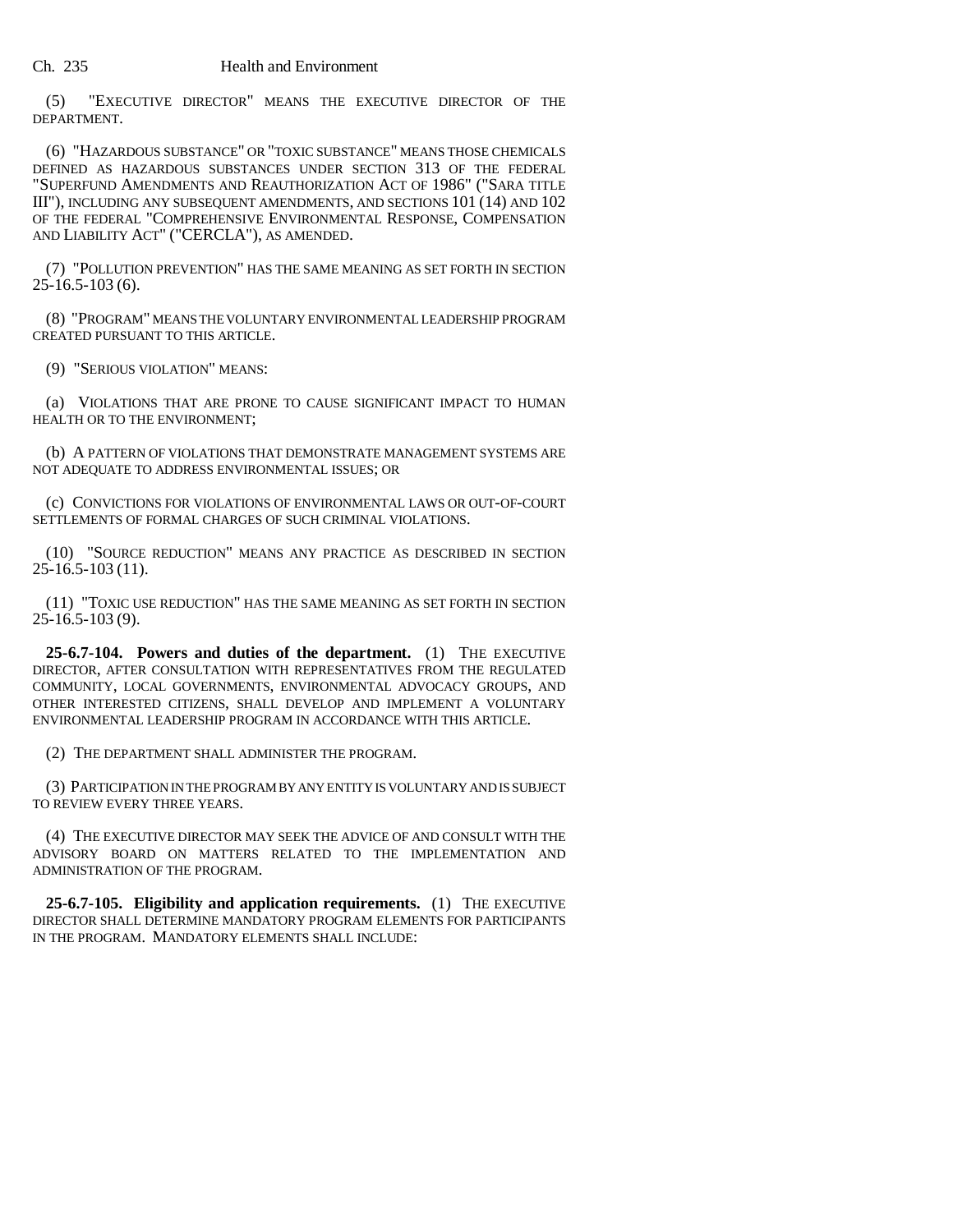(5) "EXECUTIVE DIRECTOR" MEANS THE EXECUTIVE DIRECTOR OF THE DEPARTMENT.

(6) "HAZARDOUS SUBSTANCE" OR "TOXIC SUBSTANCE" MEANS THOSE CHEMICALS DEFINED AS HAZARDOUS SUBSTANCES UNDER SECTION 313 OF THE FEDERAL "SUPERFUND AMENDMENTS AND REAUTHORIZATION ACT OF 1986" ("SARA TITLE III"), INCLUDING ANY SUBSEQUENT AMENDMENTS, AND SECTIONS 101 (14) AND 102 OF THE FEDERAL "COMPREHENSIVE ENVIRONMENTAL RESPONSE, COMPENSATION AND LIABILITY ACT" ("CERCLA"), AS AMENDED.

(7) "POLLUTION PREVENTION" HAS THE SAME MEANING AS SET FORTH IN SECTION 25-16.5-103 (6).

(8) "PROGRAM" MEANS THE VOLUNTARY ENVIRONMENTAL LEADERSHIP PROGRAM CREATED PURSUANT TO THIS ARTICLE.

(9) "SERIOUS VIOLATION" MEANS:

(a) VIOLATIONS THAT ARE PRONE TO CAUSE SIGNIFICANT IMPACT TO HUMAN HEALTH OR TO THE ENVIRONMENT;

(b) A PATTERN OF VIOLATIONS THAT DEMONSTRATE MANAGEMENT SYSTEMS ARE NOT ADEQUATE TO ADDRESS ENVIRONMENTAL ISSUES; OR

(c) CONVICTIONS FOR VIOLATIONS OF ENVIRONMENTAL LAWS OR OUT-OF-COURT SETTLEMENTS OF FORMAL CHARGES OF SUCH CRIMINAL VIOLATIONS.

(10) "SOURCE REDUCTION" MEANS ANY PRACTICE AS DESCRIBED IN SECTION 25-16.5-103 (11).

(11) "TOXIC USE REDUCTION" HAS THE SAME MEANING AS SET FORTH IN SECTION 25-16.5-103 (9).

**25-6.7-104. Powers and duties of the department.** (1) THE EXECUTIVE DIRECTOR, AFTER CONSULTATION WITH REPRESENTATIVES FROM THE REGULATED COMMUNITY, LOCAL GOVERNMENTS, ENVIRONMENTAL ADVOCACY GROUPS, AND OTHER INTERESTED CITIZENS, SHALL DEVELOP AND IMPLEMENT A VOLUNTARY ENVIRONMENTAL LEADERSHIP PROGRAM IN ACCORDANCE WITH THIS ARTICLE.

(2) THE DEPARTMENT SHALL ADMINISTER THE PROGRAM.

(3) PARTICIPATION IN THE PROGRAM BY ANY ENTITY IS VOLUNTARY AND IS SUBJECT TO REVIEW EVERY THREE YEARS.

(4) THE EXECUTIVE DIRECTOR MAY SEEK THE ADVICE OF AND CONSULT WITH THE ADVISORY BOARD ON MATTERS RELATED TO THE IMPLEMENTATION AND ADMINISTRATION OF THE PROGRAM.

**25-6.7-105. Eligibility and application requirements.** (1) THE EXECUTIVE DIRECTOR SHALL DETERMINE MANDATORY PROGRAM ELEMENTS FOR PARTICIPANTS IN THE PROGRAM. MANDATORY ELEMENTS SHALL INCLUDE: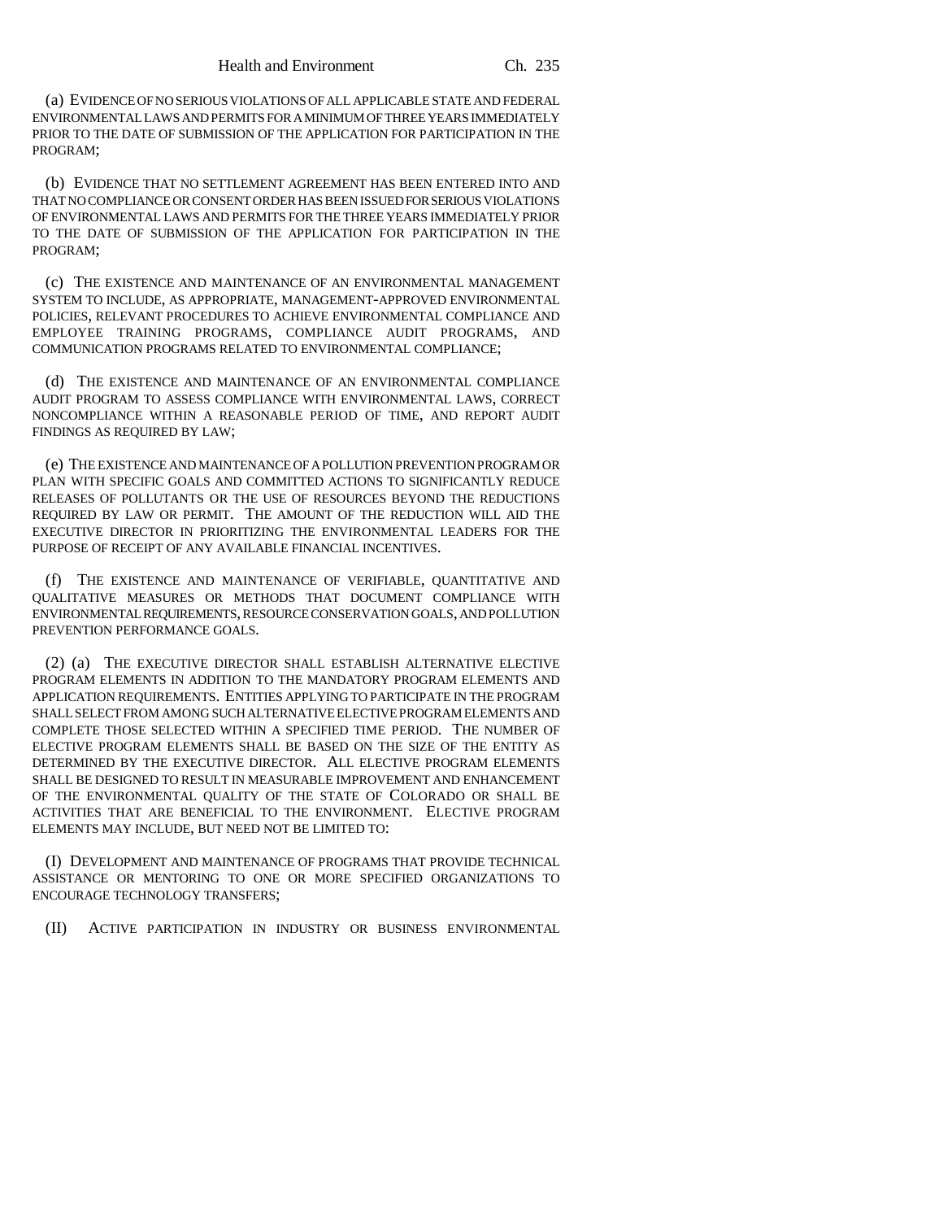(a) EVIDENCE OF NO SERIOUS VIOLATIONS OF ALL APPLICABLE STATE AND FEDERAL ENVIRONMENTAL LAWS AND PERMITS FOR A MINIMUM OF THREE YEARS IMMEDIATELY PRIOR TO THE DATE OF SUBMISSION OF THE APPLICATION FOR PARTICIPATION IN THE PROGRAM;

(b) EVIDENCE THAT NO SETTLEMENT AGREEMENT HAS BEEN ENTERED INTO AND THAT NO COMPLIANCE OR CONSENT ORDER HAS BEEN ISSUED FOR SERIOUS VIOLATIONS OF ENVIRONMENTAL LAWS AND PERMITS FOR THE THREE YEARS IMMEDIATELY PRIOR TO THE DATE OF SUBMISSION OF THE APPLICATION FOR PARTICIPATION IN THE PROGRAM;

(c) THE EXISTENCE AND MAINTENANCE OF AN ENVIRONMENTAL MANAGEMENT SYSTEM TO INCLUDE, AS APPROPRIATE, MANAGEMENT-APPROVED ENVIRONMENTAL POLICIES, RELEVANT PROCEDURES TO ACHIEVE ENVIRONMENTAL COMPLIANCE AND EMPLOYEE TRAINING PROGRAMS, COMPLIANCE AUDIT PROGRAMS, AND COMMUNICATION PROGRAMS RELATED TO ENVIRONMENTAL COMPLIANCE;

(d) THE EXISTENCE AND MAINTENANCE OF AN ENVIRONMENTAL COMPLIANCE AUDIT PROGRAM TO ASSESS COMPLIANCE WITH ENVIRONMENTAL LAWS, CORRECT NONCOMPLIANCE WITHIN A REASONABLE PERIOD OF TIME, AND REPORT AUDIT FINDINGS AS REQUIRED BY LAW;

(e) THE EXISTENCE AND MAINTENANCE OF A POLLUTION PREVENTION PROGRAM OR PLAN WITH SPECIFIC GOALS AND COMMITTED ACTIONS TO SIGNIFICANTLY REDUCE RELEASES OF POLLUTANTS OR THE USE OF RESOURCES BEYOND THE REDUCTIONS REQUIRED BY LAW OR PERMIT. THE AMOUNT OF THE REDUCTION WILL AID THE EXECUTIVE DIRECTOR IN PRIORITIZING THE ENVIRONMENTAL LEADERS FOR THE PURPOSE OF RECEIPT OF ANY AVAILABLE FINANCIAL INCENTIVES.

(f) THE EXISTENCE AND MAINTENANCE OF VERIFIABLE, QUANTITATIVE AND QUALITATIVE MEASURES OR METHODS THAT DOCUMENT COMPLIANCE WITH ENVIRONMENTAL REQUIREMENTS, RESOURCE CONSERVATION GOALS, AND POLLUTION PREVENTION PERFORMANCE GOALS.

(2) (a) THE EXECUTIVE DIRECTOR SHALL ESTABLISH ALTERNATIVE ELECTIVE PROGRAM ELEMENTS IN ADDITION TO THE MANDATORY PROGRAM ELEMENTS AND APPLICATION REQUIREMENTS. ENTITIES APPLYING TO PARTICIPATE IN THE PROGRAM SHALL SELECT FROM AMONG SUCH ALTERNATIVE ELECTIVE PROGRAM ELEMENTS AND COMPLETE THOSE SELECTED WITHIN A SPECIFIED TIME PERIOD. THE NUMBER OF ELECTIVE PROGRAM ELEMENTS SHALL BE BASED ON THE SIZE OF THE ENTITY AS DETERMINED BY THE EXECUTIVE DIRECTOR. ALL ELECTIVE PROGRAM ELEMENTS SHALL BE DESIGNED TO RESULT IN MEASURABLE IMPROVEMENT AND ENHANCEMENT OF THE ENVIRONMENTAL QUALITY OF THE STATE OF COLORADO OR SHALL BE ACTIVITIES THAT ARE BENEFICIAL TO THE ENVIRONMENT. ELECTIVE PROGRAM ELEMENTS MAY INCLUDE, BUT NEED NOT BE LIMITED TO:

(I) DEVELOPMENT AND MAINTENANCE OF PROGRAMS THAT PROVIDE TECHNICAL ASSISTANCE OR MENTORING TO ONE OR MORE SPECIFIED ORGANIZATIONS TO ENCOURAGE TECHNOLOGY TRANSFERS;

(II) ACTIVE PARTICIPATION IN INDUSTRY OR BUSINESS ENVIRONMENTAL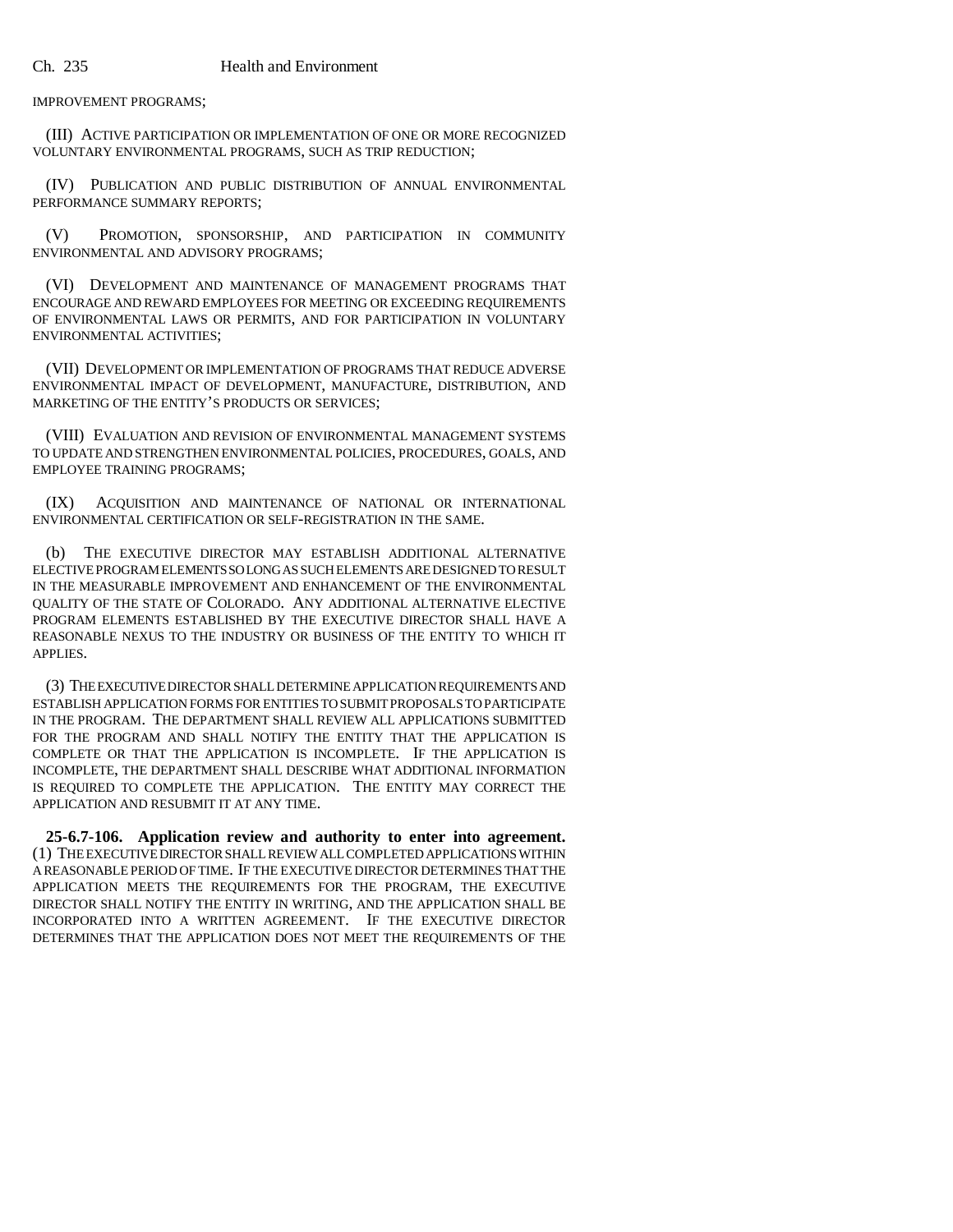IMPROVEMENT PROGRAMS;

(III) ACTIVE PARTICIPATION OR IMPLEMENTATION OF ONE OR MORE RECOGNIZED VOLUNTARY ENVIRONMENTAL PROGRAMS, SUCH AS TRIP REDUCTION;

(IV) PUBLICATION AND PUBLIC DISTRIBUTION OF ANNUAL ENVIRONMENTAL PERFORMANCE SUMMARY REPORTS;

(V) PROMOTION, SPONSORSHIP, AND PARTICIPATION IN COMMUNITY ENVIRONMENTAL AND ADVISORY PROGRAMS;

(VI) DEVELOPMENT AND MAINTENANCE OF MANAGEMENT PROGRAMS THAT ENCOURAGE AND REWARD EMPLOYEES FOR MEETING OR EXCEEDING REQUIREMENTS OF ENVIRONMENTAL LAWS OR PERMITS, AND FOR PARTICIPATION IN VOLUNTARY ENVIRONMENTAL ACTIVITIES;

(VII) DEVELOPMENT OR IMPLEMENTATION OF PROGRAMS THAT REDUCE ADVERSE ENVIRONMENTAL IMPACT OF DEVELOPMENT, MANUFACTURE, DISTRIBUTION, AND MARKETING OF THE ENTITY'S PRODUCTS OR SERVICES;

(VIII) EVALUATION AND REVISION OF ENVIRONMENTAL MANAGEMENT SYSTEMS TO UPDATE AND STRENGTHEN ENVIRONMENTAL POLICIES, PROCEDURES, GOALS, AND EMPLOYEE TRAINING PROGRAMS;

(IX) ACQUISITION AND MAINTENANCE OF NATIONAL OR INTERNATIONAL ENVIRONMENTAL CERTIFICATION OR SELF-REGISTRATION IN THE SAME.

(b) THE EXECUTIVE DIRECTOR MAY ESTABLISH ADDITIONAL ALTERNATIVE ELECTIVE PROGRAM ELEMENTS SO LONG AS SUCH ELEMENTS ARE DESIGNED TO RESULT IN THE MEASURABLE IMPROVEMENT AND ENHANCEMENT OF THE ENVIRONMENTAL QUALITY OF THE STATE OF COLORADO. ANY ADDITIONAL ALTERNATIVE ELECTIVE PROGRAM ELEMENTS ESTABLISHED BY THE EXECUTIVE DIRECTOR SHALL HAVE A REASONABLE NEXUS TO THE INDUSTRY OR BUSINESS OF THE ENTITY TO WHICH IT APPLIES.

(3) THE EXECUTIVE DIRECTOR SHALL DETERMINE APPLICATION REQUIREMENTS AND ESTABLISH APPLICATION FORMS FOR ENTITIES TO SUBMIT PROPOSALS TO PARTICIPATE IN THE PROGRAM. THE DEPARTMENT SHALL REVIEW ALL APPLICATIONS SUBMITTED FOR THE PROGRAM AND SHALL NOTIFY THE ENTITY THAT THE APPLICATION IS COMPLETE OR THAT THE APPLICATION IS INCOMPLETE. IF THE APPLICATION IS INCOMPLETE, THE DEPARTMENT SHALL DESCRIBE WHAT ADDITIONAL INFORMATION IS REQUIRED TO COMPLETE THE APPLICATION. THE ENTITY MAY CORRECT THE APPLICATION AND RESUBMIT IT AT ANY TIME.

**25-6.7-106. Application review and authority to enter into agreement.** (1) THE EXECUTIVE DIRECTOR SHALL REVIEW ALL COMPLETED APPLICATIONS WITHIN A REASONABLE PERIOD OF TIME. IF THE EXECUTIVE DIRECTOR DETERMINES THAT THE APPLICATION MEETS THE REQUIREMENTS FOR THE PROGRAM, THE EXECUTIVE DIRECTOR SHALL NOTIFY THE ENTITY IN WRITING, AND THE APPLICATION SHALL BE INCORPORATED INTO A WRITTEN AGREEMENT. IF THE EXECUTIVE DIRECTOR DETERMINES THAT THE APPLICATION DOES NOT MEET THE REQUIREMENTS OF THE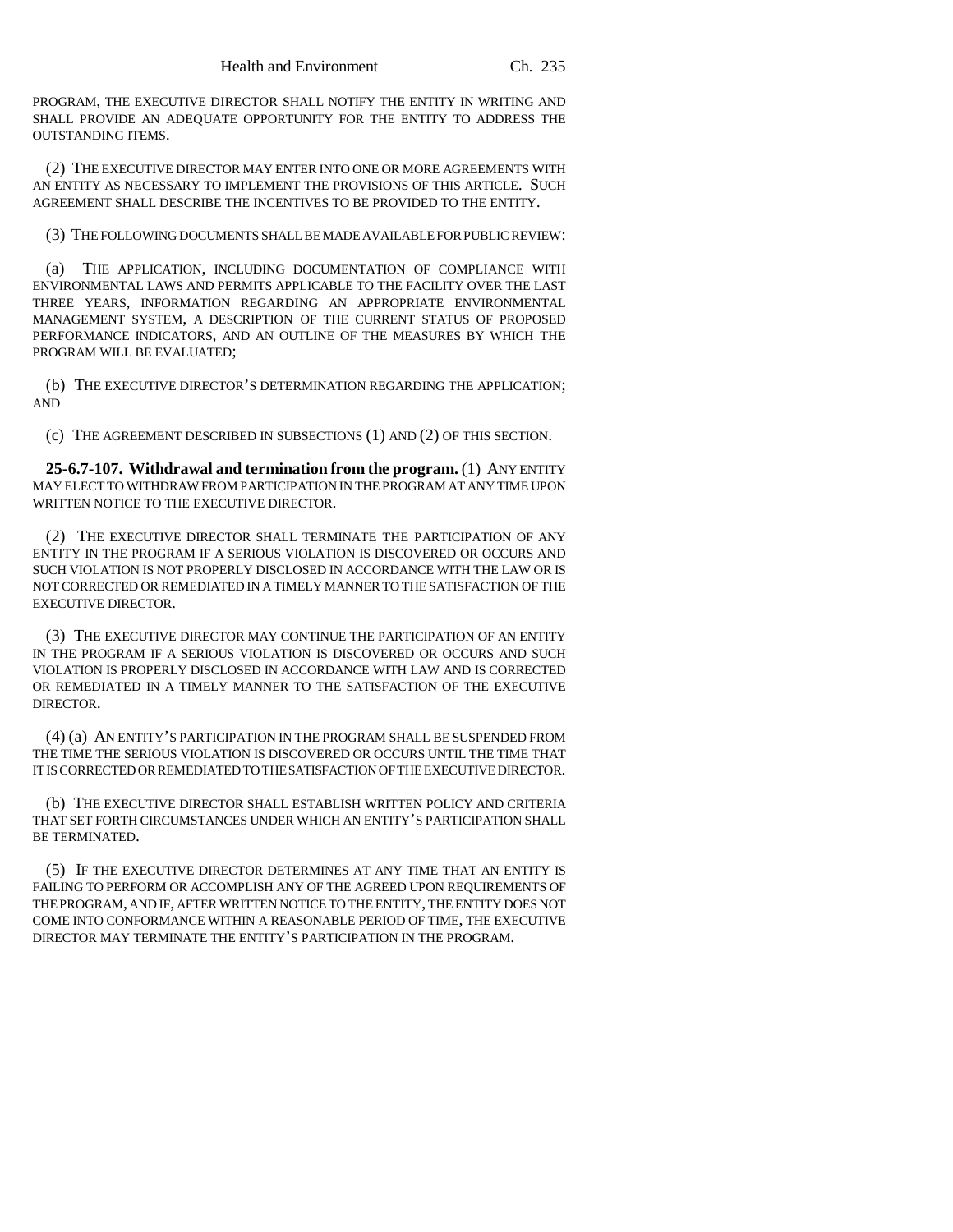PROGRAM, THE EXECUTIVE DIRECTOR SHALL NOTIFY THE ENTITY IN WRITING AND SHALL PROVIDE AN ADEQUATE OPPORTUNITY FOR THE ENTITY TO ADDRESS THE OUTSTANDING ITEMS.

(2) THE EXECUTIVE DIRECTOR MAY ENTER INTO ONE OR MORE AGREEMENTS WITH AN ENTITY AS NECESSARY TO IMPLEMENT THE PROVISIONS OF THIS ARTICLE. SUCH AGREEMENT SHALL DESCRIBE THE INCENTIVES TO BE PROVIDED TO THE ENTITY.

(3) THE FOLLOWING DOCUMENTS SHALL BE MADE AVAILABLE FOR PUBLIC REVIEW:

(a) THE APPLICATION, INCLUDING DOCUMENTATION OF COMPLIANCE WITH ENVIRONMENTAL LAWS AND PERMITS APPLICABLE TO THE FACILITY OVER THE LAST THREE YEARS, INFORMATION REGARDING AN APPROPRIATE ENVIRONMENTAL MANAGEMENT SYSTEM, A DESCRIPTION OF THE CURRENT STATUS OF PROPOSED PERFORMANCE INDICATORS, AND AN OUTLINE OF THE MEASURES BY WHICH THE PROGRAM WILL BE EVALUATED;

(b) THE EXECUTIVE DIRECTOR'S DETERMINATION REGARDING THE APPLICATION; AND

(c) THE AGREEMENT DESCRIBED IN SUBSECTIONS (1) AND (2) OF THIS SECTION.

**25-6.7-107. Withdrawal and termination from the program.** (1) ANY ENTITY MAY ELECT TO WITHDRAW FROM PARTICIPATION IN THE PROGRAM AT ANY TIME UPON WRITTEN NOTICE TO THE EXECUTIVE DIRECTOR.

(2) THE EXECUTIVE DIRECTOR SHALL TERMINATE THE PARTICIPATION OF ANY ENTITY IN THE PROGRAM IF A SERIOUS VIOLATION IS DISCOVERED OR OCCURS AND SUCH VIOLATION IS NOT PROPERLY DISCLOSED IN ACCORDANCE WITH THE LAW OR IS NOT CORRECTED OR REMEDIATED IN A TIMELY MANNER TO THE SATISFACTION OF THE EXECUTIVE DIRECTOR.

(3) THE EXECUTIVE DIRECTOR MAY CONTINUE THE PARTICIPATION OF AN ENTITY IN THE PROGRAM IF A SERIOUS VIOLATION IS DISCOVERED OR OCCURS AND SUCH VIOLATION IS PROPERLY DISCLOSED IN ACCORDANCE WITH LAW AND IS CORRECTED OR REMEDIATED IN A TIMELY MANNER TO THE SATISFACTION OF THE EXECUTIVE DIRECTOR.

(4) (a) AN ENTITY'S PARTICIPATION IN THE PROGRAM SHALL BE SUSPENDED FROM THE TIME THE SERIOUS VIOLATION IS DISCOVERED OR OCCURS UNTIL THE TIME THAT IT IS CORRECTED OR REMEDIATED TO THE SATISFACTION OF THE EXECUTIVE DIRECTOR.

(b) THE EXECUTIVE DIRECTOR SHALL ESTABLISH WRITTEN POLICY AND CRITERIA THAT SET FORTH CIRCUMSTANCES UNDER WHICH AN ENTITY'S PARTICIPATION SHALL BE TERMINATED.

(5) IF THE EXECUTIVE DIRECTOR DETERMINES AT ANY TIME THAT AN ENTITY IS FAILING TO PERFORM OR ACCOMPLISH ANY OF THE AGREED UPON REQUIREMENTS OF THE PROGRAM, AND IF, AFTER WRITTEN NOTICE TO THE ENTITY, THE ENTITY DOES NOT COME INTO CONFORMANCE WITHIN A REASONABLE PERIOD OF TIME, THE EXECUTIVE DIRECTOR MAY TERMINATE THE ENTITY'S PARTICIPATION IN THE PROGRAM.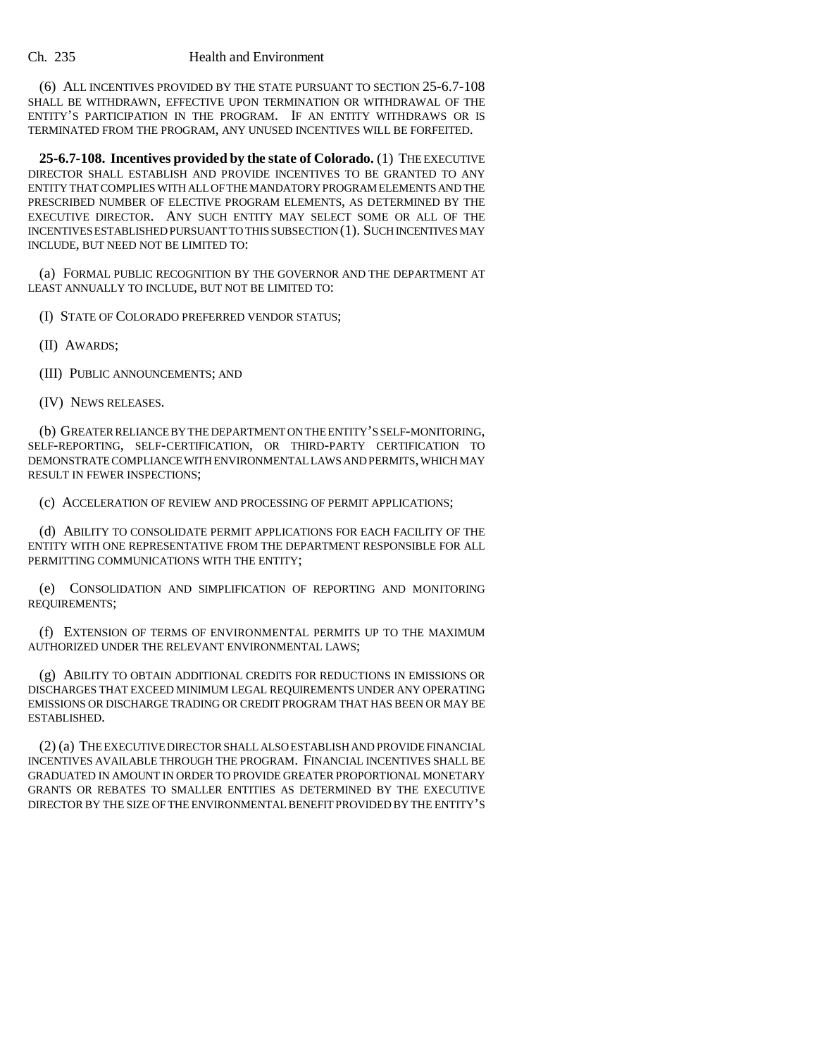(6) ALL INCENTIVES PROVIDED BY THE STATE PURSUANT TO SECTION 25-6.7-108 SHALL BE WITHDRAWN, EFFECTIVE UPON TERMINATION OR WITHDRAWAL OF THE ENTITY'S PARTICIPATION IN THE PROGRAM. IF AN ENTITY WITHDRAWS OR IS TERMINATED FROM THE PROGRAM, ANY UNUSED INCENTIVES WILL BE FORFEITED.

**25-6.7-108. Incentives provided by the state of Colorado.** (1) THE EXECUTIVE DIRECTOR SHALL ESTABLISH AND PROVIDE INCENTIVES TO BE GRANTED TO ANY ENTITY THAT COMPLIES WITH ALL OF THE MANDATORY PROGRAM ELEMENTS AND THE PRESCRIBED NUMBER OF ELECTIVE PROGRAM ELEMENTS, AS DETERMINED BY THE EXECUTIVE DIRECTOR. ANY SUCH ENTITY MAY SELECT SOME OR ALL OF THE INCENTIVES ESTABLISHED PURSUANT TO THIS SUBSECTION (1). SUCH INCENTIVES MAY INCLUDE, BUT NEED NOT BE LIMITED TO:

(a) FORMAL PUBLIC RECOGNITION BY THE GOVERNOR AND THE DEPARTMENT AT LEAST ANNUALLY TO INCLUDE, BUT NOT BE LIMITED TO:

(I) STATE OF COLORADO PREFERRED VENDOR STATUS;

(II) AWARDS;

(III) PUBLIC ANNOUNCEMENTS; AND

(IV) NEWS RELEASES.

(b) GREATER RELIANCE BY THE DEPARTMENT ON THE ENTITY'S SELF-MONITORING, SELF-REPORTING, SELF-CERTIFICATION, OR THIRD-PARTY CERTIFICATION TO DEMONSTRATE COMPLIANCE WITH ENVIRONMENTAL LAWS AND PERMITS, WHICH MAY RESULT IN FEWER INSPECTIONS;

(c) ACCELERATION OF REVIEW AND PROCESSING OF PERMIT APPLICATIONS;

(d) ABILITY TO CONSOLIDATE PERMIT APPLICATIONS FOR EACH FACILITY OF THE ENTITY WITH ONE REPRESENTATIVE FROM THE DEPARTMENT RESPONSIBLE FOR ALL PERMITTING COMMUNICATIONS WITH THE ENTITY;

(e) CONSOLIDATION AND SIMPLIFICATION OF REPORTING AND MONITORING REQUIREMENTS;

(f) EXTENSION OF TERMS OF ENVIRONMENTAL PERMITS UP TO THE MAXIMUM AUTHORIZED UNDER THE RELEVANT ENVIRONMENTAL LAWS;

(g) ABILITY TO OBTAIN ADDITIONAL CREDITS FOR REDUCTIONS IN EMISSIONS OR DISCHARGES THAT EXCEED MINIMUM LEGAL REQUIREMENTS UNDER ANY OPERATING EMISSIONS OR DISCHARGE TRADING OR CREDIT PROGRAM THAT HAS BEEN OR MAY BE ESTABLISHED.

(2) (a) THE EXECUTIVE DIRECTOR SHALL ALSO ESTABLISH AND PROVIDE FINANCIAL INCENTIVES AVAILABLE THROUGH THE PROGRAM. FINANCIAL INCENTIVES SHALL BE GRADUATED IN AMOUNT IN ORDER TO PROVIDE GREATER PROPORTIONAL MONETARY GRANTS OR REBATES TO SMALLER ENTITIES AS DETERMINED BY THE EXECUTIVE DIRECTOR BY THE SIZE OF THE ENVIRONMENTAL BENEFIT PROVIDED BY THE ENTITY'S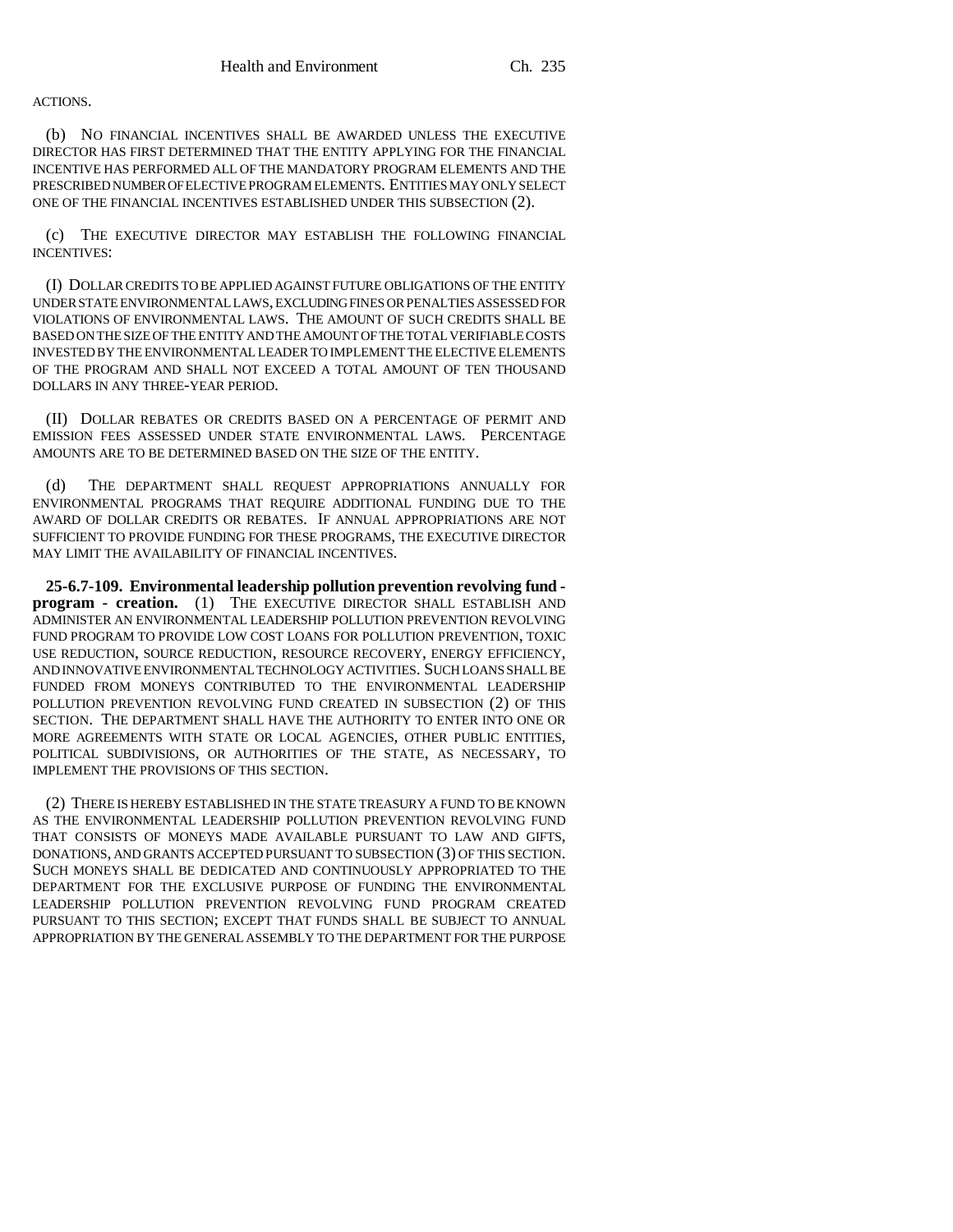ACTIONS.

(b) NO FINANCIAL INCENTIVES SHALL BE AWARDED UNLESS THE EXECUTIVE DIRECTOR HAS FIRST DETERMINED THAT THE ENTITY APPLYING FOR THE FINANCIAL INCENTIVE HAS PERFORMED ALL OF THE MANDATORY PROGRAM ELEMENTS AND THE PRESCRIBED NUMBER OF ELECTIVE PROGRAM ELEMENTS. ENTITIES MAY ONLY SELECT ONE OF THE FINANCIAL INCENTIVES ESTABLISHED UNDER THIS SUBSECTION (2).

(c) THE EXECUTIVE DIRECTOR MAY ESTABLISH THE FOLLOWING FINANCIAL INCENTIVES:

(I) DOLLAR CREDITS TO BE APPLIED AGAINST FUTURE OBLIGATIONS OF THE ENTITY UNDER STATE ENVIRONMENTAL LAWS, EXCLUDING FINES OR PENALTIES ASSESSED FOR VIOLATIONS OF ENVIRONMENTAL LAWS. THE AMOUNT OF SUCH CREDITS SHALL BE BASED ON THE SIZE OF THE ENTITY AND THE AMOUNT OF THE TOTAL VERIFIABLE COSTS INVESTED BY THE ENVIRONMENTAL LEADER TO IMPLEMENT THE ELECTIVE ELEMENTS OF THE PROGRAM AND SHALL NOT EXCEED A TOTAL AMOUNT OF TEN THOUSAND DOLLARS IN ANY THREE-YEAR PERIOD.

(II) DOLLAR REBATES OR CREDITS BASED ON A PERCENTAGE OF PERMIT AND EMISSION FEES ASSESSED UNDER STATE ENVIRONMENTAL LAWS. PERCENTAGE AMOUNTS ARE TO BE DETERMINED BASED ON THE SIZE OF THE ENTITY.

(d) THE DEPARTMENT SHALL REQUEST APPROPRIATIONS ANNUALLY FOR ENVIRONMENTAL PROGRAMS THAT REQUIRE ADDITIONAL FUNDING DUE TO THE AWARD OF DOLLAR CREDITS OR REBATES. IF ANNUAL APPROPRIATIONS ARE NOT SUFFICIENT TO PROVIDE FUNDING FOR THESE PROGRAMS, THE EXECUTIVE DIRECTOR MAY LIMIT THE AVAILABILITY OF FINANCIAL INCENTIVES.

**25-6.7-109. Environmental leadership pollution prevention revolving fund - program - creation.** (1) THE EXECUTIVE DIRECTOR SHALL ESTABLISH AND ADMINISTER AN ENVIRONMENTAL LEADERSHIP POLLUTION PREVENTION REVOLVING FUND PROGRAM TO PROVIDE LOW COST LOANS FOR POLLUTION PREVENTION, TOXIC USE REDUCTION, SOURCE REDUCTION, RESOURCE RECOVERY, ENERGY EFFICIENCY, AND INNOVATIVE ENVIRONMENTAL TECHNOLOGY ACTIVITIES. SUCH LOANS SHALL BE FUNDED FROM MONEYS CONTRIBUTED TO THE ENVIRONMENTAL LEADERSHIP POLLUTION PREVENTION REVOLVING FUND CREATED IN SUBSECTION (2) OF THIS SECTION. THE DEPARTMENT SHALL HAVE THE AUTHORITY TO ENTER INTO ONE OR MORE AGREEMENTS WITH STATE OR LOCAL AGENCIES, OTHER PUBLIC ENTITIES, POLITICAL SUBDIVISIONS, OR AUTHORITIES OF THE STATE, AS NECESSARY, TO IMPLEMENT THE PROVISIONS OF THIS SECTION.

(2) THERE IS HEREBY ESTABLISHED IN THE STATE TREASURY A FUND TO BE KNOWN AS THE ENVIRONMENTAL LEADERSHIP POLLUTION PREVENTION REVOLVING FUND THAT CONSISTS OF MONEYS MADE AVAILABLE PURSUANT TO LAW AND GIFTS, DONATIONS, AND GRANTS ACCEPTED PURSUANT TO SUBSECTION (3) OF THIS SECTION. SUCH MONEYS SHALL BE DEDICATED AND CONTINUOUSLY APPROPRIATED TO THE DEPARTMENT FOR THE EXCLUSIVE PURPOSE OF FUNDING THE ENVIRONMENTAL LEADERSHIP POLLUTION PREVENTION REVOLVING FUND PROGRAM CREATED PURSUANT TO THIS SECTION; EXCEPT THAT FUNDS SHALL BE SUBJECT TO ANNUAL APPROPRIATION BY THE GENERAL ASSEMBLY TO THE DEPARTMENT FOR THE PURPOSE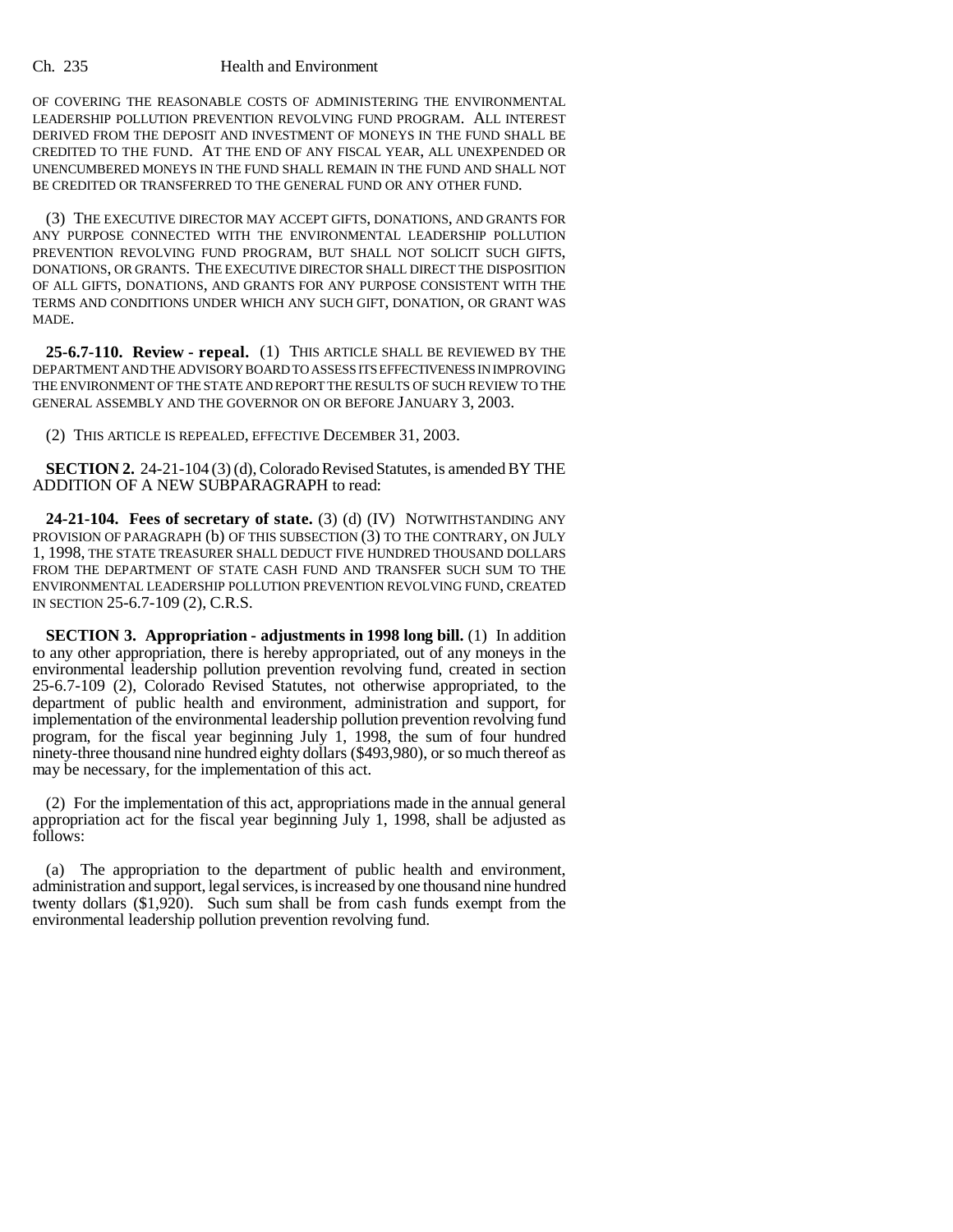OF COVERING THE REASONABLE COSTS OF ADMINISTERING THE ENVIRONMENTAL LEADERSHIP POLLUTION PREVENTION REVOLVING FUND PROGRAM. ALL INTEREST DERIVED FROM THE DEPOSIT AND INVESTMENT OF MONEYS IN THE FUND SHALL BE CREDITED TO THE FUND. AT THE END OF ANY FISCAL YEAR, ALL UNEXPENDED OR UNENCUMBERED MONEYS IN THE FUND SHALL REMAIN IN THE FUND AND SHALL NOT BE CREDITED OR TRANSFERRED TO THE GENERAL FUND OR ANY OTHER FUND.

(3) THE EXECUTIVE DIRECTOR MAY ACCEPT GIFTS, DONATIONS, AND GRANTS FOR ANY PURPOSE CONNECTED WITH THE ENVIRONMENTAL LEADERSHIP POLLUTION PREVENTION REVOLVING FUND PROGRAM, BUT SHALL NOT SOLICIT SUCH GIFTS, DONATIONS, OR GRANTS. THE EXECUTIVE DIRECTOR SHALL DIRECT THE DISPOSITION OF ALL GIFTS, DONATIONS, AND GRANTS FOR ANY PURPOSE CONSISTENT WITH THE TERMS AND CONDITIONS UNDER WHICH ANY SUCH GIFT, DONATION, OR GRANT WAS MADE.

**25-6.7-110. Review - repeal.** (1) THIS ARTICLE SHALL BE REVIEWED BY THE DEPARTMENT AND THE ADVISORY BOARD TO ASSESS ITS EFFECTIVENESS IN IMPROVING THE ENVIRONMENT OF THE STATE AND REPORT THE RESULTS OF SUCH REVIEW TO THE GENERAL ASSEMBLY AND THE GOVERNOR ON OR BEFORE JANUARY 3, 2003.

(2) THIS ARTICLE IS REPEALED, EFFECTIVE DECEMBER 31, 2003.

**SECTION 2.** 24-21-104 (3) (d), Colorado Revised Statutes, is amended BY THE ADDITION OF A NEW SUBPARAGRAPH to read:

**24-21-104. Fees of secretary of state.** (3) (d) (IV) NOTWITHSTANDING ANY PROVISION OF PARAGRAPH (b) OF THIS SUBSECTION (3) TO THE CONTRARY, ON JULY 1, 1998, THE STATE TREASURER SHALL DEDUCT FIVE HUNDRED THOUSAND DOLLARS FROM THE DEPARTMENT OF STATE CASH FUND AND TRANSFER SUCH SUM TO THE ENVIRONMENTAL LEADERSHIP POLLUTION PREVENTION REVOLVING FUND, CREATED IN SECTION 25-6.7-109 (2), C.R.S.

**SECTION 3. Appropriation - adjustments in 1998 long bill.** (1) In addition to any other appropriation, there is hereby appropriated, out of any moneys in the environmental leadership pollution prevention revolving fund, created in section 25-6.7-109 (2), Colorado Revised Statutes, not otherwise appropriated, to the department of public health and environment, administration and support, for implementation of the environmental leadership pollution prevention revolving fund program, for the fiscal year beginning July 1, 1998, the sum of four hundred ninety-three thousand nine hundred eighty dollars ($493,980), or so much thereof as may be necessary, for the implementation of this act.

(2) For the implementation of this act, appropriations made in the annual general appropriation act for the fiscal year beginning July 1, 1998, shall be adjusted as follows:

(a) The appropriation to the department of public health and environment, administration and support, legal services, is increased by one thousand nine hundred twenty dollars ($1,920). Such sum shall be from cash funds exempt from the environmental leadership pollution prevention revolving fund.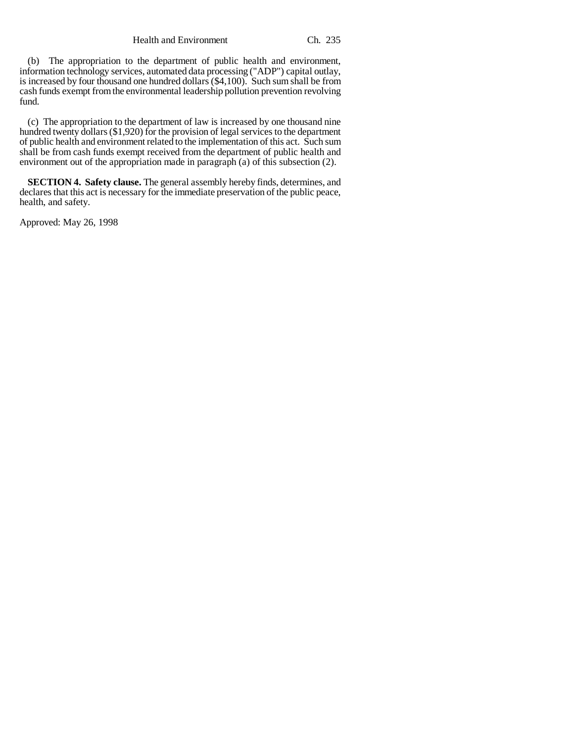(b) The appropriation to the department of public health and environment, information technology services, automated data processing ("ADP") capital outlay, is increased by four thousand one hundred dollars ($4,100). Such sum shall be from cash funds exempt from the environmental leadership pollution prevention revolving fund.

(c) The appropriation to the department of law is increased by one thousand nine hundred twenty dollars ($1,920) for the provision of legal services to the department of public health and environment related to the implementation of this act. Such sum shall be from cash funds exempt received from the department of public health and environment out of the appropriation made in paragraph (a) of this subsection (2).

**SECTION 4. Safety clause.** The general assembly hereby finds, determines, and declares that this act is necessary for the immediate preservation of the public peace, health, and safety.

Approved: May 26, 1998